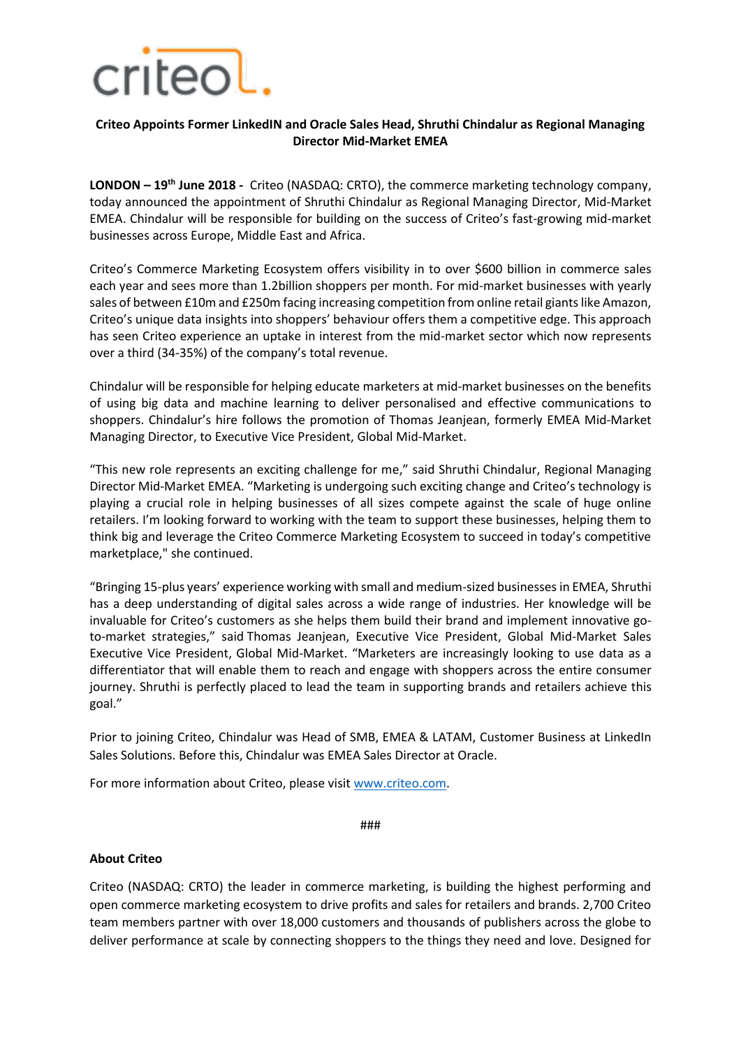**Criteo Appoints Former LinkedIN and Oracle Sales Head, Shruthi Chindalur as Regional Managing Director Mid-Market EMEA**

**LONDON – 19th June 2018 -** Criteo (NASDAQ: CRTO), the commerce marketing technology company, today announced the appointment of Shruthi Chindalur as Regional Managing Director, Mid-Market EMEA. Chindalur will be responsible for building on the success of Criteo's fast-growing mid-market businesses across Europe, Middle East and Africa.

Criteo's Commerce Marketing Ecosystem offers visibility in to over $600 billion in commerce sales each year and sees more than 1.2billion shoppers per month. For mid-market businesses with yearly sales of between £10m and £250m facing increasing competition from online retail giants like Amazon, Criteo's unique data insights into shoppers' behaviour offers them a competitive edge. This approach has seen Criteo experience an uptake in interest from the mid-market sector which now represents over a third (34-35%) of the company's total revenue.

Chindalur will be responsible for helping educate marketers at mid-market businesses on the benefits of using big data and machine learning to deliver personalised and effective communications to shoppers. Chindalur's hire follows the promotion of Thomas Jeanjean, formerly EMEA Mid-Market Managing Director, to Executive Vice President, Global Mid-Market.

"This new role represents an exciting challenge for me," said Shruthi Chindalur, Regional Managing Director Mid-Market EMEA. "Marketing is undergoing such exciting change and Criteo's technology is playing a crucial role in helping businesses of all sizes compete against the scale of huge online retailers. I'm looking forward to working with the team to support these businesses, helping them to think big and leverage the Criteo Commerce Marketing Ecosystem to succeed in today's competitive marketplace," she continued.

"Bringing 15-plus years' experience working with small and medium-sized businesses in EMEA, Shruthi has a deep understanding of digital sales across a wide range of industries. Her knowledge will be invaluable for Criteo's customers as she helps them build their brand and implement innovative go-to-market strategies," said Thomas Jeanjean, Executive Vice President, Global Mid-Market Sales Executive Vice President, Global Mid-Market. "Marketers are increasingly looking to use data as a differentiator that will enable them to reach and engage with shoppers across the entire consumer journey. Shruthi is perfectly placed to lead the team in supporting brands and retailers achieve this goal."

Prior to joining Criteo, Chindalur was Head of SMB, EMEA & LATAM, Customer Business at LinkedIn Sales Solutions. Before this, Chindalur was EMEA Sales Director at Oracle.

For more information about Criteo, please visit www.criteo.com.

###

**About Criteo**

Criteo (NASDAQ: CRTO) the leader in commerce marketing, is building the highest performing and open commerce marketing ecosystem to drive profits and sales for retailers and brands. 2,700 Criteo team members partner with over 18,000 customers and thousands of publishers across the globe to deliver performance at scale by connecting shoppers to the things they need and love. Designed for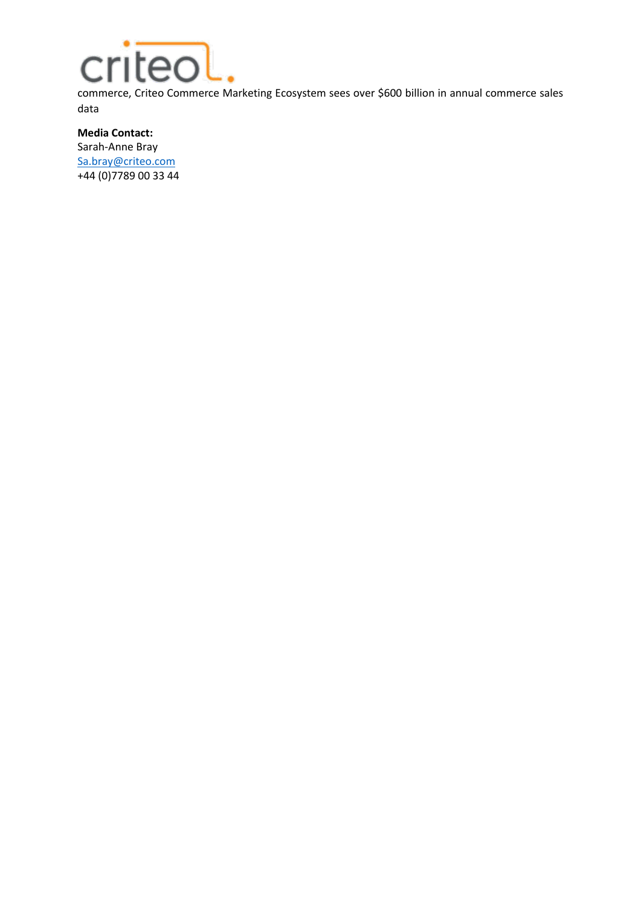commerce, Criteo Commerce Marketing Ecosystem sees over $600 billion in annual commerce sales data

**Media Contact:**
Sarah-Anne Bray
Sa.bray@criteo.com
+44 (0)7789 00 33 44